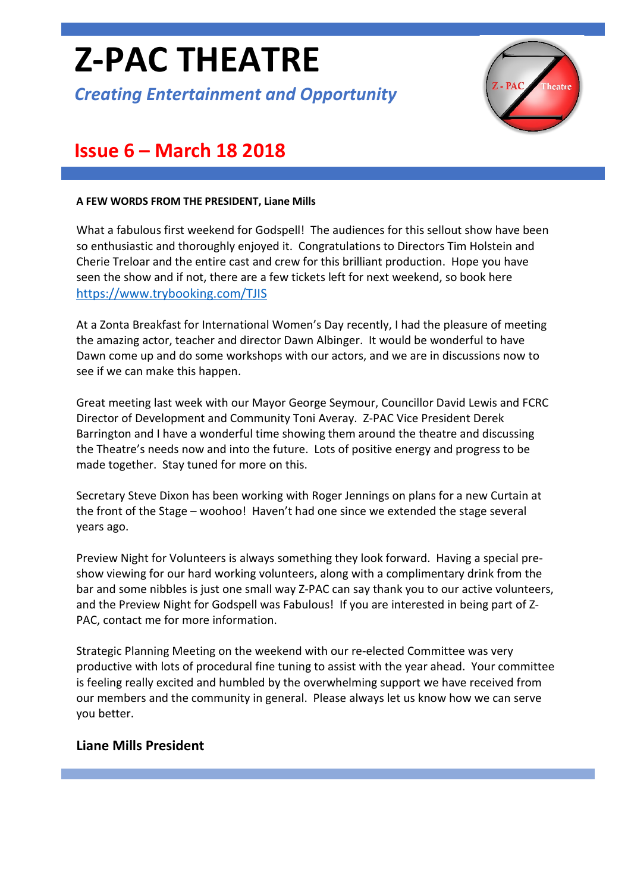# Z-PAC THEATRE

*Creating Entertainment and Opportunity*

## Issue 6 – March 18 2018

**A FEW WORDS FROM THE PRESIDENT, Liane Mills**

What a fabulous first weekend for Godspell! The audiences for this sellout show have been so enthusiastic and thoroughly enjoyed it. Congratulations to Directors Tim Holstein and Cherie Treloar and the entire cast and crew for this brilliant production. Hope you have seen the show and if not, there are a few tickets left for next weekend, so book here https://www.trybooking.com/TJIS

At a Zonta Breakfast for International Women's Day recently, I had the pleasure of meeting the amazing actor, teacher and director Dawn Albinger. It would be wonderful to have Dawn come up and do some workshops with our actors, and we are in discussions now to see if we can make this happen.

Great meeting last week with our Mayor George Seymour, Councillor David Lewis and FCRC Director of Development and Community Toni Averay. Z-PAC Vice President Derek Barrington and I have a wonderful time showing them around the theatre and discussing the Theatre's needs now and into the future. Lots of positive energy and progress to be made together. Stay tuned for more on this.

Secretary Steve Dixon has been working with Roger Jennings on plans for a new Curtain at the front of the Stage – woohoo! Haven't had one since we extended the stage several years ago.

Preview Night for Volunteers is always something they look forward. Having a special pre-show viewing for our hard working volunteers, along with a complimentary drink from the bar and some nibbles is just one small way Z-PAC can say thank you to our active volunteers, and the Preview Night for Godspell was Fabulous! If you are interested in being part of Z-PAC, contact me for more information.

Strategic Planning Meeting on the weekend with our re-elected Committee was very productive with lots of procedural fine tuning to assist with the year ahead. Your committee is feeling really excited and humbled by the overwhelming support we have received from our members and the community in general. Please always let us know how we can serve you better.

**Liane Mills President**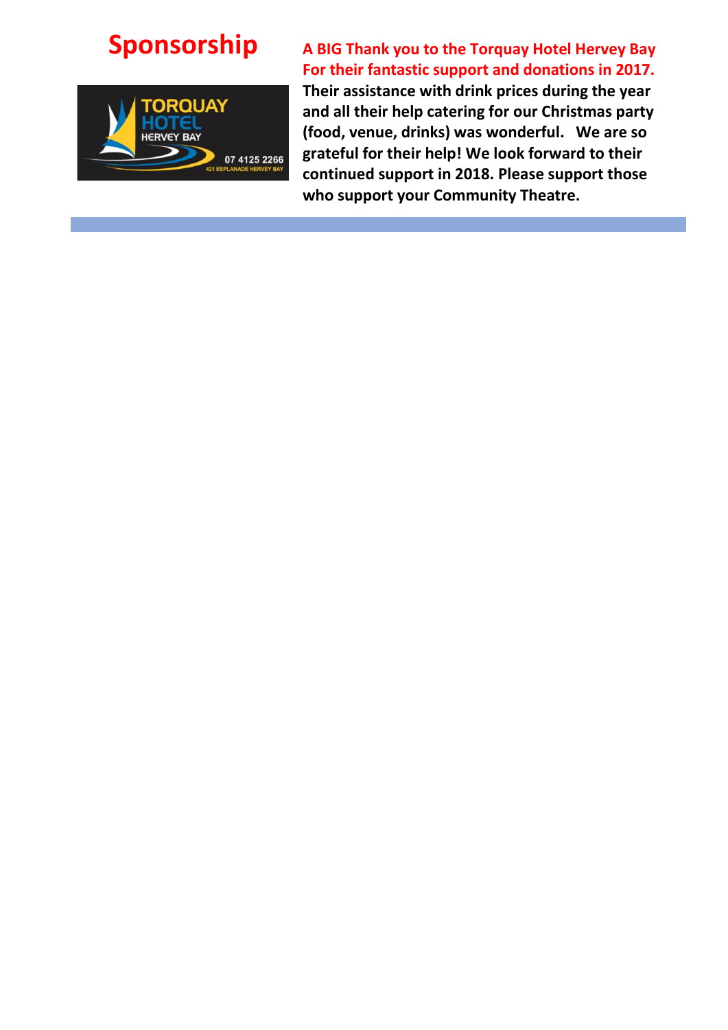# Sponsorship

**A BIG Thank you to the Torquay Hotel Hervey Bay For their fantastic support and donations in 2017.**

**Their assistance with drink prices during the year and all their help catering for our Christmas party (food, venue, drinks) was wonderful. We are so grateful for their help! We look forward to their continued support in 2018. Please support those who support your Community Theatre.**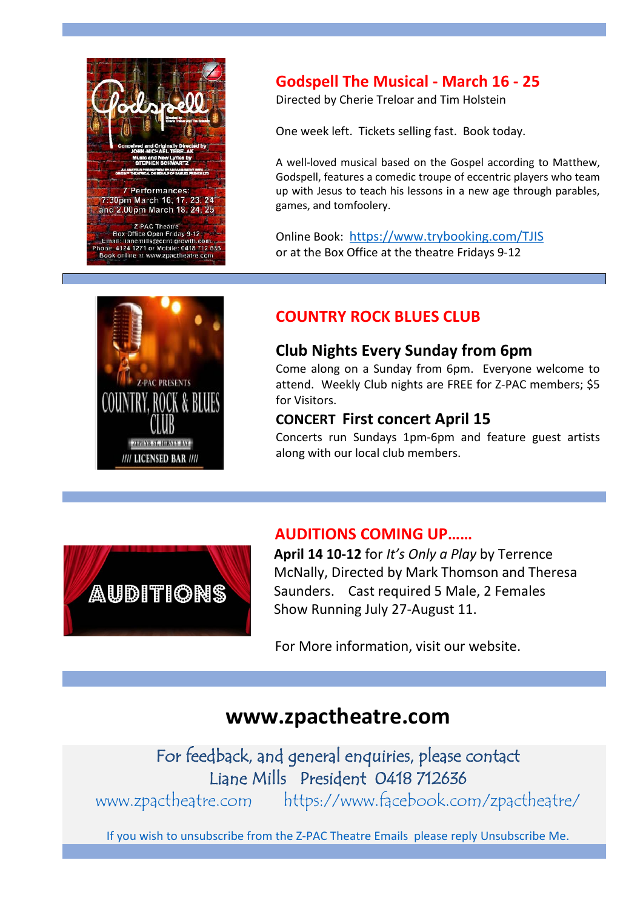## Godspell The Musical - March 16 - 25

Directed by Cherie Treloar and Tim Holstein

One week left. Tickets selling fast. Book today.

A well-loved musical based on the Gospel according to Matthew, Godspell, features a comedic troupe of eccentric players who team up with Jesus to teach his lessons in a new age through parables, games, and tomfoolery.

Online Book: https://www.trybooking.com/TJIS
or at the Box Office at the theatre Fridays 9-12

## COUNTRY ROCK BLUES CLUB

### Club Nights Every Sunday from 6pm

Come along on a Sunday from 6pm. Everyone welcome to attend. Weekly Club nights are FREE for Z-PAC members; $5 for Visitors.

### CONCERT First concert April 15

Concerts run Sundays 1pm-6pm and feature guest artists along with our local club members.

## AUDITIONS COMING UP……

**April 14 10-12** for *It's Only a Play* by Terrence McNally, Directed by Mark Thomson and Theresa Saunders. Cast required 5 Male, 2 Females
Show Running July 27-August 11.

For More information, visit our website.

## www.zpactheatre.com

For feedback, and general enquiries, please contact
Liane Mills President 0418 712636
www.zpactheatre.com https://www.facebook.com/zpactheatre/

If you wish to unsubscribe from the Z-PAC Theatre Emails please reply Unsubscribe Me.